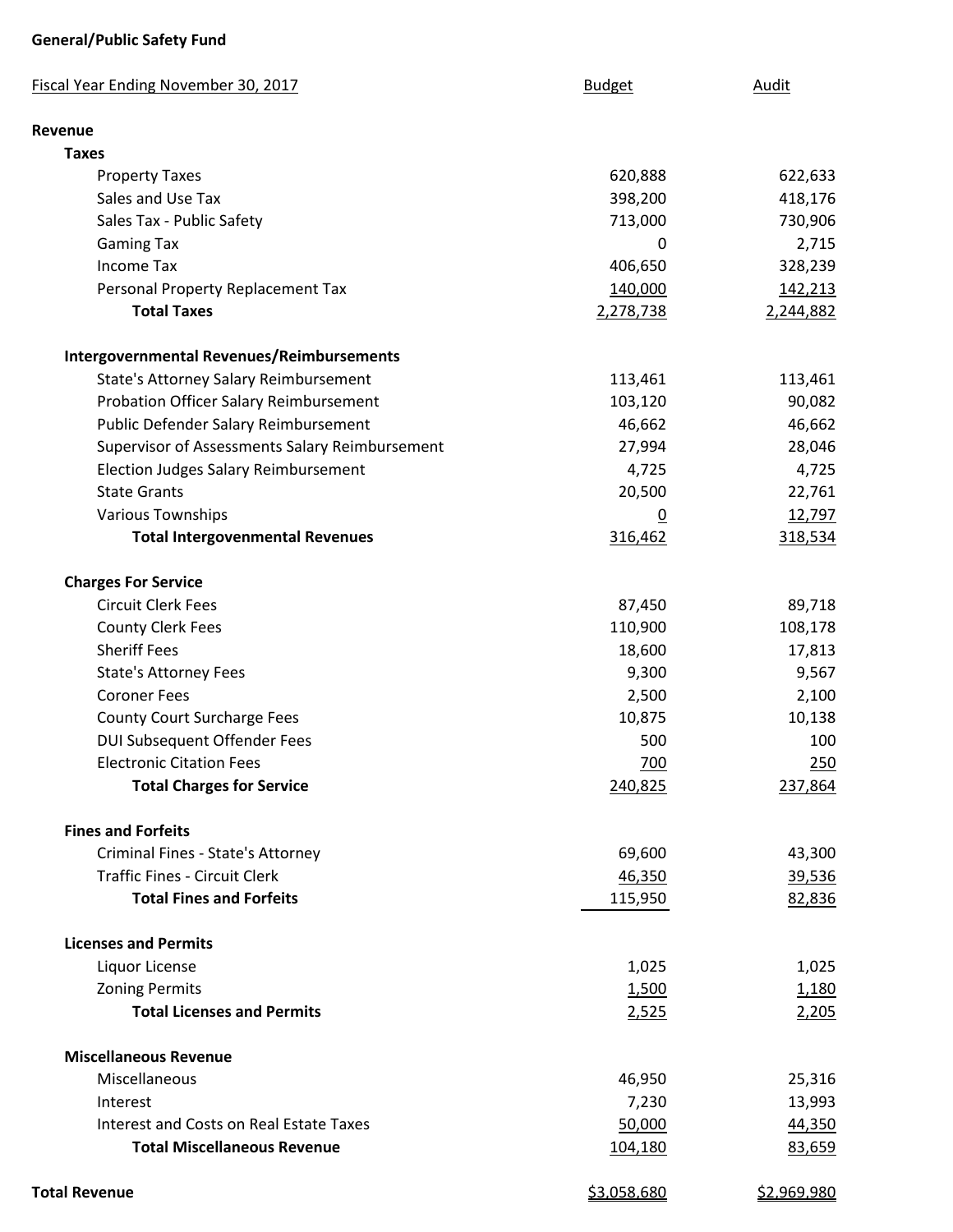**General/Public Safety Fund**

| Fiscal Year Ending November 30, 2017 | Budget | Audit |
|---|---|---|
| **Revenue** | | |
| **Taxes** | | |
| Property Taxes | 620,888 | 622,633 |
| Sales and Use Tax | 398,200 | 418,176 |
| Sales Tax - Public Safety | 713,000 | 730,906 |
| Gaming Tax | 0 | 2,715 |
| Income Tax | 406,650 | 328,239 |
| Personal Property Replacement Tax | 140,000 | 142,213 |
| **Total Taxes** | 2,278,738 | 2,244,882 |
| | | |
| **Intergovernmental Revenues/Reimbursements** | | |
| State's Attorney Salary Reimbursement | 113,461 | 113,461 |
| Probation Officer Salary Reimbursement | 103,120 | 90,082 |
| Public Defender Salary Reimbursement | 46,662 | 46,662 |
| Supervisor of Assessments Salary Reimbursement | 27,994 | 28,046 |
| Election Judges Salary Reimbursement | 4,725 | 4,725 |
| State Grants | 20,500 | 22,761 |
| Various Townships | 0 | 12,797 |
| **Total Intergovenmental Revenues** | 316,462 | 318,534 |
| | | |
| **Charges For Service** | | |
| Circuit Clerk Fees | 87,450 | 89,718 |
| County Clerk Fees | 110,900 | 108,178 |
| Sheriff Fees | 18,600 | 17,813 |
| State's Attorney Fees | 9,300 | 9,567 |
| Coroner Fees | 2,500 | 2,100 |
| County Court Surcharge Fees | 10,875 | 10,138 |
| DUI Subsequent Offender Fees | 500 | 100 |
| Electronic Citation Fees | 700 | 250 |
| **Total Charges for Service** | 240,825 | 237,864 |
| | | |
| **Fines and Forfeits** | | |
| Criminal Fines - State's Attorney | 69,600 | 43,300 |
| Traffic Fines - Circuit Clerk | 46,350 | 39,536 |
| **Total Fines and Forfeits** | 115,950 | 82,836 |
| | | |
| **Licenses and Permits** | | |
| Liquor License | 1,025 | 1,025 |
| Zoning Permits | 1,500 | 1,180 |
| **Total Licenses and Permits** | 2,525 | 2,205 |
| | | |
| **Miscellaneous Revenue** | | |
| Miscellaneous | 46,950 | 25,316 |
| Interest | 7,230 | 13,993 |
| Interest and Costs on Real Estate Taxes | 50,000 | 44,350 |
| **Total Miscellaneous Revenue** | 104,180 | 83,659 |
| | | |
| **Total Revenue** | $3,058,680 | $2,969,980 |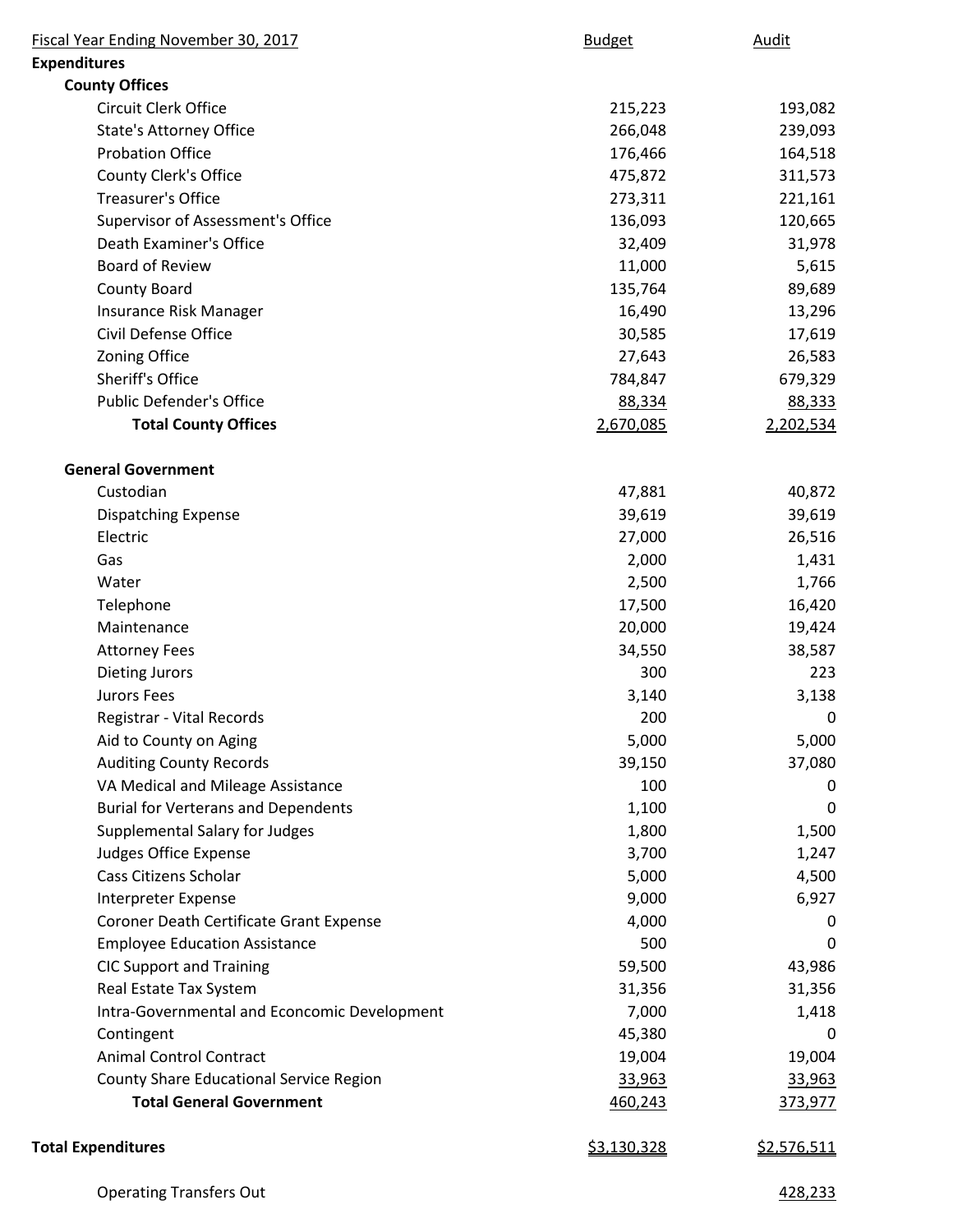| Fiscal Year Ending November 30, 2017 | Budget | Audit |
|---|---|---|
| **Expenditures** | | |
| **County Offices** | | |
| Circuit Clerk Office | 215,223 | 193,082 |
| State's Attorney Office | 266,048 | 239,093 |
| Probation Office | 176,466 | 164,518 |
| County Clerk's Office | 475,872 | 311,573 |
| Treasurer's Office | 273,311 | 221,161 |
| Supervisor of Assessment's Office | 136,093 | 120,665 |
| Death Examiner's Office | 32,409 | 31,978 |
| Board of Review | 11,000 | 5,615 |
| County Board | 135,764 | 89,689 |
| Insurance Risk Manager | 16,490 | 13,296 |
| Civil Defense Office | 30,585 | 17,619 |
| Zoning Office | 27,643 | 26,583 |
| Sheriff's Office | 784,847 | 679,329 |
| Public Defender's Office | 88,334 | 88,333 |
| **Total County Offices** | 2,670,085 | 2,202,534 |
| | | |
| **General Government** | | |
| Custodian | 47,881 | 40,872 |
| Dispatching Expense | 39,619 | 39,619 |
| Electric | 27,000 | 26,516 |
| Gas | 2,000 | 1,431 |
| Water | 2,500 | 1,766 |
| Telephone | 17,500 | 16,420 |
| Maintenance | 20,000 | 19,424 |
| Attorney Fees | 34,550 | 38,587 |
| Dieting Jurors | 300 | 223 |
| Jurors Fees | 3,140 | 3,138 |
| Registrar - Vital Records | 200 | 0 |
| Aid to County on Aging | 5,000 | 5,000 |
| Auditing County Records | 39,150 | 37,080 |
| VA Medical and Mileage Assistance | 100 | 0 |
| Burial for Verterans and Dependents | 1,100 | 0 |
| Supplemental Salary for Judges | 1,800 | 1,500 |
| Judges Office Expense | 3,700 | 1,247 |
| Cass Citizens Scholar | 5,000 | 4,500 |
| Interpreter Expense | 9,000 | 6,927 |
| Coroner Death Certificate Grant Expense | 4,000 | 0 |
| Employee Education Assistance | 500 | 0 |
| CIC Support and Training | 59,500 | 43,986 |
| Real Estate Tax System | 31,356 | 31,356 |
| Intra-Governmental and Econcomic Development | 7,000 | 1,418 |
| Contingent | 45,380 | 0 |
| Animal Control Contract | 19,004 | 19,004 |
| County Share Educational Service Region | 33,963 | 33,963 |
| **Total General Government** | 460,243 | 373,977 |
| | | |
| **Total Expenditures** | $3,130,328 | $2,576,511 |
| | | |
| Operating Transfers Out | | 428,233 |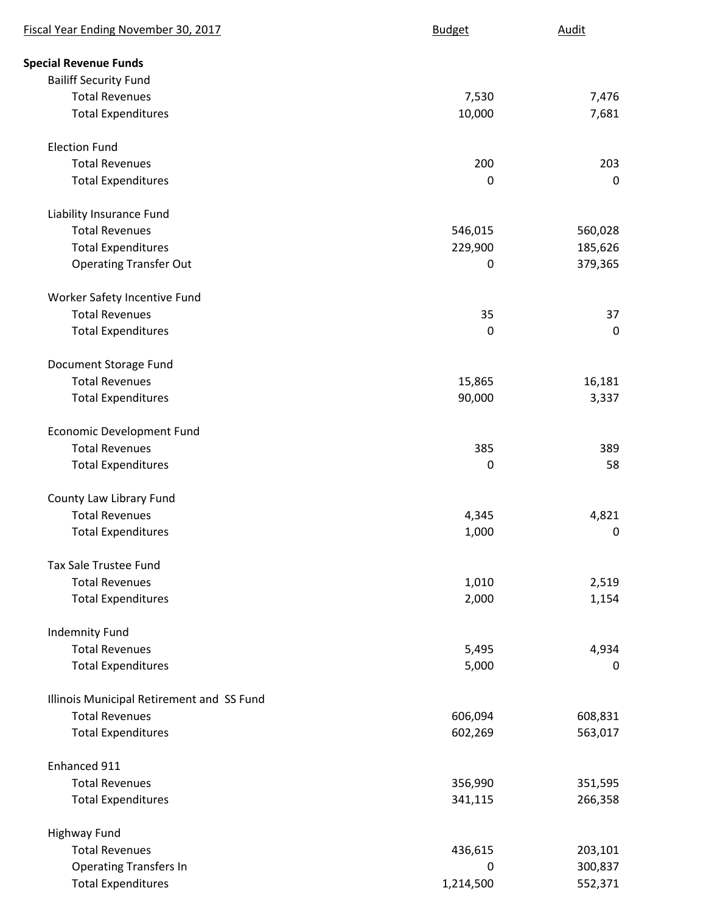| Fiscal Year Ending November 30, 2017 | Budget | Audit |
| --- | --- | --- |
| **Special Revenue Funds** | | |
| Bailiff Security Fund | | |
| Total Revenues | 7,530 | 7,476 |
| Total Expenditures | 10,000 | 7,681 |
| | | |
| Election Fund | | |
| Total Revenues | 200 | 203 |
| Total Expenditures | 0 | 0 |
| | | |
| Liability Insurance Fund | | |
| Total Revenues | 546,015 | 560,028 |
| Total Expenditures | 229,900 | 185,626 |
| Operating Transfer Out | 0 | 379,365 |
| | | |
| Worker Safety Incentive Fund | | |
| Total Revenues | 35 | 37 |
| Total Expenditures | 0 | 0 |
| | | |
| Document Storage Fund | | |
| Total Revenues | 15,865 | 16,181 |
| Total Expenditures | 90,000 | 3,337 |
| | | |
| Economic Development Fund | | |
| Total Revenues | 385 | 389 |
| Total Expenditures | 0 | 58 |
| | | |
| County Law Library Fund | | |
| Total Revenues | 4,345 | 4,821 |
| Total Expenditures | 1,000 | 0 |
| | | |
| Tax Sale Trustee Fund | | |
| Total Revenues | 1,010 | 2,519 |
| Total Expenditures | 2,000 | 1,154 |
| | | |
| Indemnity Fund | | |
| Total Revenues | 5,495 | 4,934 |
| Total Expenditures | 5,000 | 0 |
| | | |
| Illinois Municipal Retirement and SS Fund | | |
| Total Revenues | 606,094 | 608,831 |
| Total Expenditures | 602,269 | 563,017 |
| | | |
| Enhanced 911 | | |
| Total Revenues | 356,990 | 351,595 |
| Total Expenditures | 341,115 | 266,358 |
| | | |
| Highway Fund | | |
| Total Revenues | 436,615 | 203,101 |
| Operating Transfers In | 0 | 300,837 |
| Total Expenditures | 1,214,500 | 552,371 |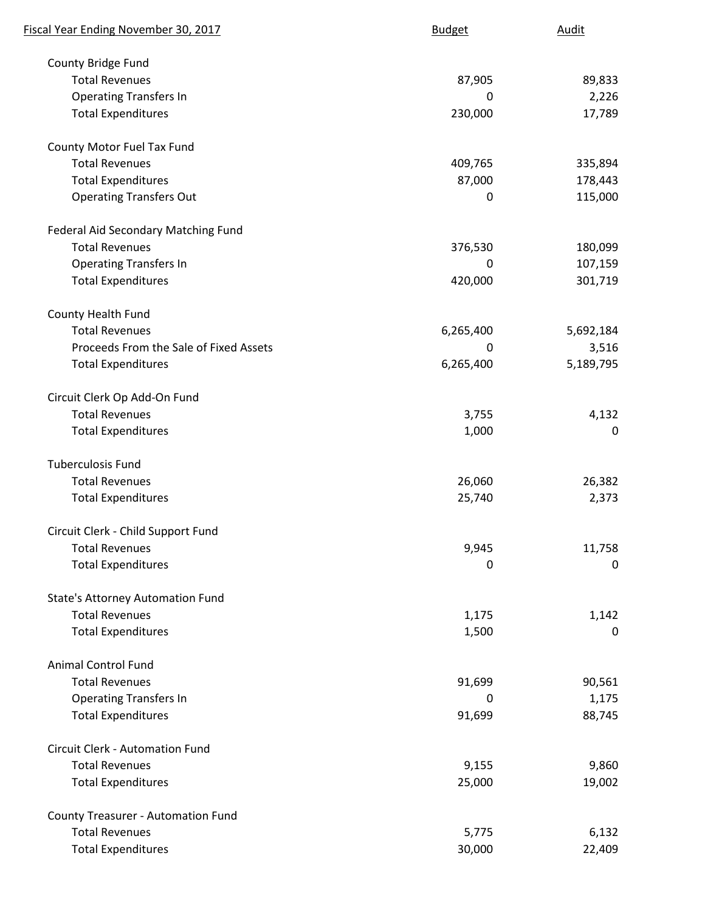| Fiscal Year Ending November 30, 2017 | Budget | Audit |
| --- | --- | --- |
| **County Bridge Fund** | | |
| Total Revenues | 87,905 | 89,833 |
| Operating Transfers In | 0 | 2,226 |
| Total Expenditures | 230,000 | 17,789 |
| **County Motor Fuel Tax Fund** | | |
| Total Revenues | 409,765 | 335,894 |
| Total Expenditures | 87,000 | 178,443 |
| Operating Transfers Out | 0 | 115,000 |
| **Federal Aid Secondary Matching Fund** | | |
| Total Revenues | 376,530 | 180,099 |
| Operating Transfers In | 0 | 107,159 |
| Total Expenditures | 420,000 | 301,719 |
| **County Health Fund** | | |
| Total Revenues | 6,265,400 | 5,692,184 |
| Proceeds From the Sale of Fixed Assets | 0 | 3,516 |
| Total Expenditures | 6,265,400 | 5,189,795 |
| **Circuit Clerk Op Add-On Fund** | | |
| Total Revenues | 3,755 | 4,132 |
| Total Expenditures | 1,000 | 0 |
| **Tuberculosis Fund** | | |
| Total Revenues | 26,060 | 26,382 |
| Total Expenditures | 25,740 | 2,373 |
| **Circuit Clerk - Child Support Fund** | | |
| Total Revenues | 9,945 | 11,758 |
| Total Expenditures | 0 | 0 |
| **State's Attorney Automation Fund** | | |
| Total Revenues | 1,175 | 1,142 |
| Total Expenditures | 1,500 | 0 |
| **Animal Control Fund** | | |
| Total Revenues | 91,699 | 90,561 |
| Operating Transfers In | 0 | 1,175 |
| Total Expenditures | 91,699 | 88,745 |
| **Circuit Clerk - Automation Fund** | | |
| Total Revenues | 9,155 | 9,860 |
| Total Expenditures | 25,000 | 19,002 |
| **County Treasurer - Automation Fund** | | |
| Total Revenues | 5,775 | 6,132 |
| Total Expenditures | 30,000 | 22,409 |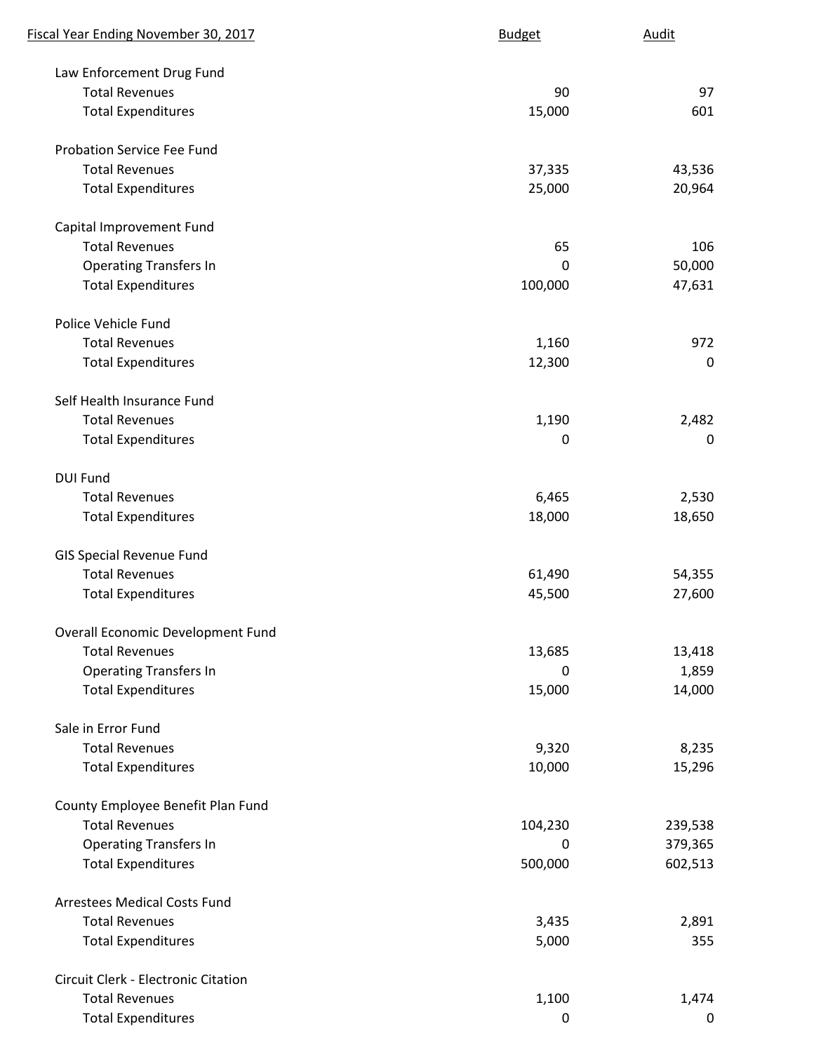| Fiscal Year Ending November 30, 2017 | Budget | Audit |
|---|---|---|
| **Law Enforcement Drug Fund** | | |
| Total Revenues | 90 | 97 |
| Total Expenditures | 15,000 | 601 |
| **Probation Service Fee Fund** | | |
| Total Revenues | 37,335 | 43,536 |
| Total Expenditures | 25,000 | 20,964 |
| **Capital Improvement Fund** | | |
| Total Revenues | 65 | 106 |
| Operating Transfers In | 0 | 50,000 |
| Total Expenditures | 100,000 | 47,631 |
| **Police Vehicle Fund** | | |
| Total Revenues | 1,160 | 972 |
| Total Expenditures | 12,300 | 0 |
| **Self Health Insurance Fund** | | |
| Total Revenues | 1,190 | 2,482 |
| Total Expenditures | 0 | 0 |
| **DUI Fund** | | |
| Total Revenues | 6,465 | 2,530 |
| Total Expenditures | 18,000 | 18,650 |
| **GIS Special Revenue Fund** | | |
| Total Revenues | 61,490 | 54,355 |
| Total Expenditures | 45,500 | 27,600 |
| **Overall Economic Development Fund** | | |
| Total Revenues | 13,685 | 13,418 |
| Operating Transfers In | 0 | 1,859 |
| Total Expenditures | 15,000 | 14,000 |
| **Sale in Error Fund** | | |
| Total Revenues | 9,320 | 8,235 |
| Total Expenditures | 10,000 | 15,296 |
| **County Employee Benefit Plan Fund** | | |
| Total Revenues | 104,230 | 239,538 |
| Operating Transfers In | 0 | 379,365 |
| Total Expenditures | 500,000 | 602,513 |
| **Arrestees Medical Costs Fund** | | |
| Total Revenues | 3,435 | 2,891 |
| Total Expenditures | 5,000 | 355 |
| **Circuit Clerk - Electronic Citation** | | |
| Total Revenues | 1,100 | 1,474 |
| Total Expenditures | 0 | 0 |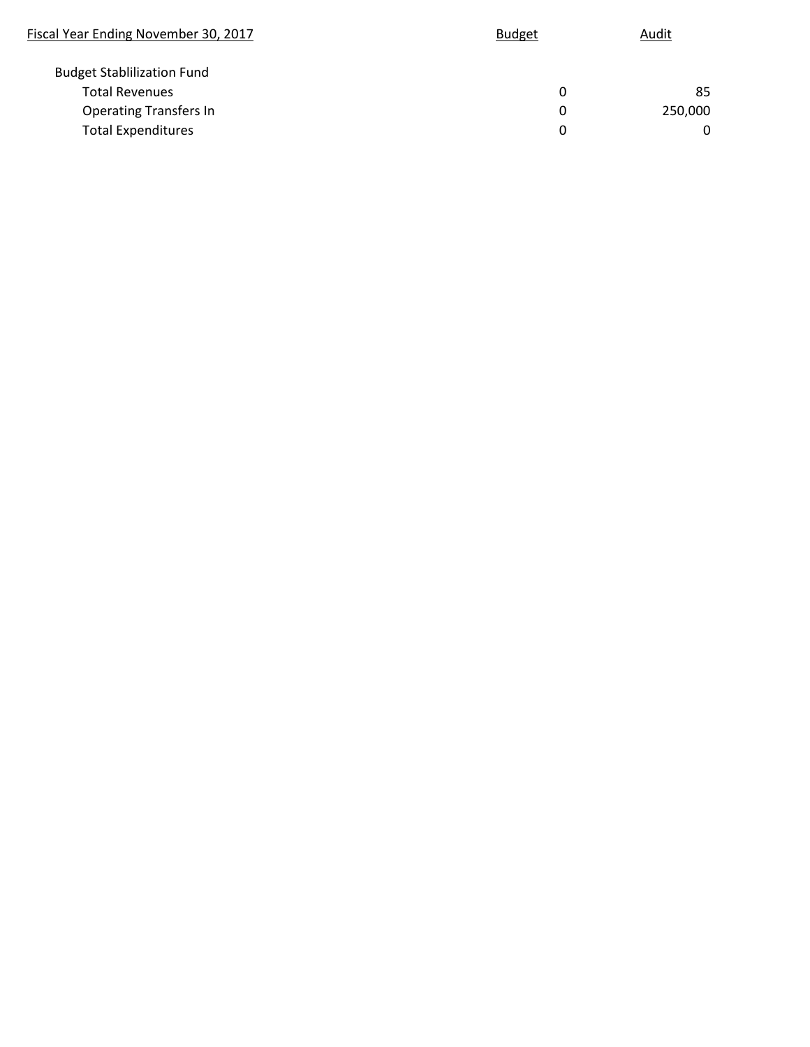| Fiscal Year Ending November 30, 2017 | Budget | Audit |
| --- | --- | --- |
| Budget Stablilization Fund | | |
| Total Revenues | 0 | 85 |
| Operating Transfers In | 0 | 250,000 |
| Total Expenditures | 0 | 0 |